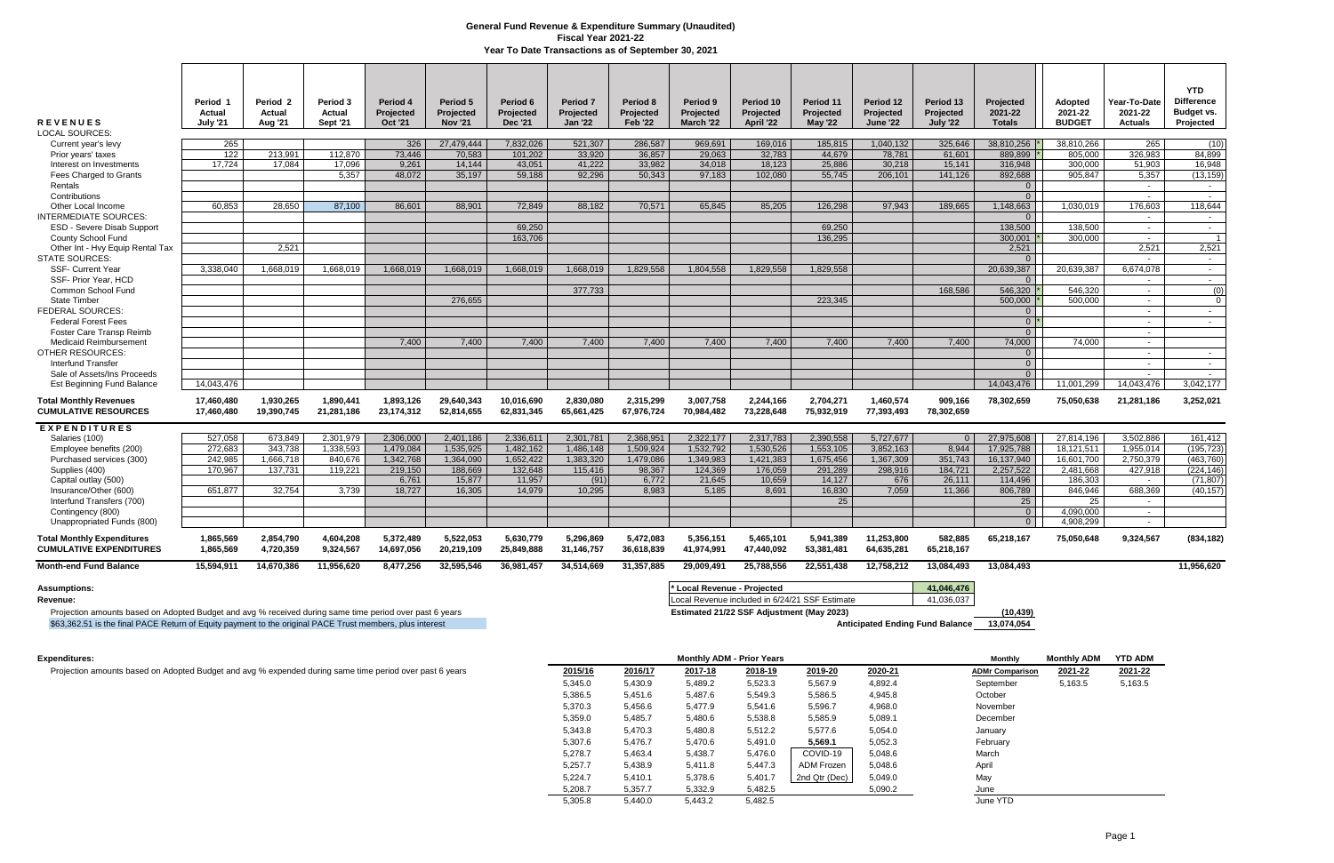# General Fund Revenue & Expenditure Summary (Unaudited)

## Fiscal Year 2021-22

### Year To Date Transactions as of September 30, 2021

| REVENUES | Period 1 Actual July '21 | Period 2 Actual Aug '21 | Period 3 Actual Sept '21 | Period 4 Projected Oct '21 | Period 5 Projected Nov '21 | Period 6 Projected Dec '21 | Period 7 Projected Jan '22 | Period 8 Projected Feb '22 | Period 9 Projected March '22 | Period 10 Projected April '22 | Period 11 Projected May '22 | Period 12 Projected June '22 | Period 13 Projected July '22 | Projected 2021-22 Totals | Adopted 2021-22 BUDGET | Year-To-Date 2021-22 Actuals | YTD Difference Budget vs. Projected |
|---|---|---|---|---|---|---|---|---|---|---|---|---|---|---|---|---|---|
| LOCAL SOURCES: | | | | | | | | | | | | | | | | | |
| Current year's levy | 265 | | | 326 | 27,479,444 | 7,832,026 | 521,307 | 286,587 | 969,691 | 169,016 | 185,815 | 1,040,132 | 325,646 | 38,810,256 * | 38,810,266 | 265 | (10) |
| Prior years' taxes | 122 | 213,991 | 112,870 | 73,466 | 70,583 | 101,202 | 33,920 | 36,857 | 29,063 | 32,783 | 44,679 | 78,781 | 61,601 | 889,899 * | 805,000 | 326,983 | 84,899 |
| Interest on Investments | 17,724 | 17,084 | 17,096 | 9,261 | 14,144 | 43,051 | 41,222 | 33,982 | 34,018 | 18,123 | 25,886 | 30,218 | 15,141 | 316,948 | 300,000 | 51,903 | 16,948 |
| Fees Charged to Grants | | | 5,357 | 48,072 | 35,197 | 59,188 | 92,296 | 50,343 | 97,183 | 102,080 | 55,745 | 206,101 | 141,126 | 892,688 | 905,847 | 5,357 | (13,159) |
| Rentals | | | | | | | | | | | | | | 0 | | - | - |
| Contributions | | | | | | | | | | | | | | 0 | | - | - |
| Other Local Income | 60,853 | 28,650 | 87,100 | 86,601 | 88,901 | 72,849 | 88,182 | 70,571 | 65,845 | 85,205 | 126,298 | 97,943 | 189,665 | 1,148,663 | 1,030,019 | 176,603 | 118,644 |
| INTERMEDIATE SOURCES: | | | | | | | | | | | | | | 0 | | - | - |
| ESD - Severe Disab Support | | | | | | 69,250 | | | | | 69,250 | | | 138,500 | 138,500 | - | - |
| County School Fund | | | | | | 163,706 | | | | | 136,295 | | | 300,001 * | 300,000 | - | 1 |
| Other Int - Hvy Equip Rental Tax | | 2,521 | | | | | | | | | | | | 2,521 | | 2,521 | 2,521 |
| STATE SOURCES: | | | | | | | | | | | | | | 0 | | - | - |
| SSF- Current Year | 3,338,040 | 1,668,019 | 1,668,019 | 1,668,019 | 1,668,019 | 1,668,019 | 1,668,019 | 1,829,558 | 1,804,558 | 1,829,558 | 1,829,558 | | | 20,639,387 | 20,639,387 | 6,674,078 | - |
| SSF- Prior Year, HCD | | | | | | | | | | | | | | 0 | | - | - |
| Common School Fund | | | | | | | 377,733 | | | | | | 168,586 | 546,320 * | 546,320 | - | (0) |
| State Timber | | | | | 276,655 | | | | | | 223,345 | | | 500,000 * | 500,000 | - | 0 |
| FEDERAL SOURCES: | | | | | | | | | | | | | | 0 | | - | - |
| Federal Forest Fees | | | | | | | | | | | | | | 0 * | | - | - |
| Foster Care Transp Reimb | | | | | | | | | | | | | | 0 | | - | |
| Medicaid Reimbursement | | | | 7,400 | 7,400 | 7,400 | 7,400 | 7,400 | 7,400 | 7,400 | 7,400 | 7,400 | 7,400 | 74,000 | 74,000 | - | |
| OTHER RESOURCES: | | | | | | | | | | | | | | 0 | | - | - |
| Interfund Transfer | | | | | | | | | | | | | | 0 | | - | - |
| Sale of Assets/Ins Proceeds | | | | | | | | | | | | | | 0 | | - | |
| Est Beginning Fund Balance | 14,043,476 | | | | | | | | | | | | | 14,043,476 | 11,001,299 | 14,043,476 | 3,042,177 |
| **Total Monthly Revenues** | **17,460,480** | **1,930,265** | **1,890,441** | **1,893,126** | **29,640,343** | **10,016,690** | **2,830,080** | **2,315,299** | **3,007,758** | **2,244,166** | **2,704,271** | **1,460,574** | **909,166** | **78,302,659** | **75,050,638** | **21,281,186** | **3,252,021** |
| **CUMULATIVE RESOURCES** | **17,460,480** | **19,390,745** | **21,281,186** | **23,174,312** | **52,814,655** | **62,831,345** | **65,661,425** | **67,976,724** | **70,984,482** | **73,228,648** | **75,932,919** | **77,393,493** | **78,302,659** | | | | |
| **EXPENDITURES** | | | | | | | | | | | | | | | | | |
| Salaries (100) | 527,058 | 673,849 | 2,301,979 | 2,306,000 | 2,401,186 | 2,336,611 | 2,301,781 | 2,368,951 | 2,322,177 | 2,317,783 | 2,390,558 | 5,727,677 | 0 | 27,975,608 | 27,814,196 | 3,502,886 | 161,412 |
| Employee benefits (200) | 272,683 | 343,738 | 1,338,593 | 1,479,084 | 1,535,925 | 1,482,162 | 1,486,148 | 1,509,924 | 1,532,792 | 1,530,526 | 1,553,105 | 3,852,163 | 8,944 | 17,925,788 | 18,121,511 | 1,955,014 | (195,723) |
| Purchased services (300) | 242,985 | 1,666,718 | 840,676 | 1,342,768 | 1,364,090 | 1,652,422 | 1,383,320 | 1,479,086 | 1,349,983 | 1,421,383 | 1,675,456 | 1,367,309 | 351,743 | 16,137,940 | 16,601,700 | 2,750,379 | (463,760) |
| Supplies (400) | 170,967 | 137,731 | 119,221 | 219,150 | 188,669 | 132,648 | 115,416 | 98,367 | 124,369 | 176,059 | 291,289 | 298,916 | 184,721 | 2,257,522 | 2,481,668 | 427,918 | (224,146) |
| Capital outlay (500) | | | | 6,761 | 15,877 | 11,957 | (91) | 6,772 | 21,645 | 10,659 | 14,127 | 676 | 26,111 | 114,496 | 186,303 | - | (71,807) |
| Insurance/Other (600) | 651,877 | 32,754 | 3,739 | 18,727 | 16,305 | 14,979 | 10,295 | 8,983 | 5,185 | 8,691 | 16,830 | 7,059 | 11,366 | 806,789 | 846,946 | 688,369 | (40,157) |
| Interfund Transfers (700) | | | | | | | | | | | 25 | | | 25 | 25 | - | |
| Contingency (800) | | | | | | | | | | | | | | 0 | 4,090,000 | - | |
| Unappropriated Funds (800) | | | | | | | | | | | | | | 0 | 4,908,299 | - | |
| **Total Monthly Expenditures** | **1,865,569** | **2,854,790** | **4,604,208** | **5,372,489** | **5,522,053** | **5,630,779** | **5,296,869** | **5,472,083** | **5,356,151** | **5,465,101** | **5,941,389** | **11,253,800** | **582,885** | **65,218,167** | **75,050,648** | **9,324,567** | **(834,182)** |
| **CUMULATIVE EXPENDITURES** | **1,865,569** | **4,720,359** | **9,324,567** | **14,697,056** | **20,219,109** | **25,849,888** | **31,146,757** | **36,618,839** | **41,974,991** | **47,440,092** | **53,381,481** | **64,635,281** | **65,218,167** | | | | |
| **Month-end Fund Balance** | **15,594,911** | **14,670,386** | **11,956,620** | **8,477,256** | **32,595,546** | **36,981,457** | **34,514,669** | **31,357,885** | **29,009,491** | **25,788,556** | **22,551,438** | **12,758,212** | **13,084,493** | **13,084,493** | | | **11,956,620** |

**Assumptions:**

**Revenue:**

Projection amounts based on Adopted Budget and avg % received during same time period over past 6 years

$63,362.51 is the final PACE Return of Equity payment to the original PACE Trust members, plus interest

| | |
|---|---|
| * Local Revenue - Projected | 41,046,476 |
| Local Revenue included in 6/24/21 SSF Estimate | 41,036,037 |
| Estimated 21/22 SSF Adjustment (May 2023) | (10,439) |
| Anticipated Ending Fund Balance | 13,074,054 |

**Expenditures:**

Projection amounts based on Adopted Budget and avg % expended during same time period over past 6 years

| 2015/16 | 2016/17 | 2017-18 | 2018-19 | 2019-20 | 2020-21 | Monthly ADMr Comparison | Monthly ADM 2021-22 | YTD ADM 2021-22 |
|---|---|---|---|---|---|---|---|---|
| 5,345.0 | 5,430.9 | 5,489.2 | 5,523.3 | 5,567.9 | 4,892.4 | September | 5,163.5 | 5,163.5 |
| 5,386.5 | 5,451.6 | 5,487.6 | 5,549.3 | 5,586.5 | 4,945.8 | October | | |
| 5,370.3 | 5,456.6 | 5,477.9 | 5,541.6 | 5,596.7 | 4,968.0 | November | | |
| 5,359.0 | 5,485.7 | 5,480.6 | 5,538.8 | 5,585.9 | 5,089.1 | December | | |
| 5,343.8 | 5,470.3 | 5,480.8 | 5,512.2 | 5,577.6 | 5,054.0 | January | | |
| 5,307.6 | 5,476.7 | 5,470.6 | 5,491.0 | **5,569.1** | 5,052.3 | February | | |
| 5,278.7 | 5,463.4 | 5,438.7 | 5,476.0 | COVID-19 | 5,048.6 | March | | |
| 5,257.7 | 5,438.9 | 5,411.8 | 5,447.3 | ADM Frozen | 5,048.6 | April | | |
| 5,224.7 | 5,410.1 | 5,378.6 | 5,401.7 | 2nd Qtr (Dec) | 5,049.0 | May | | |
| 5,208.7 | 5,357.7 | 5,332.9 | 5,482.5 | | 5,090.2 | June | | |
| 5,305.8 | 5,440.0 | 5,443.2 | 5,482.5 | | | June YTD | | |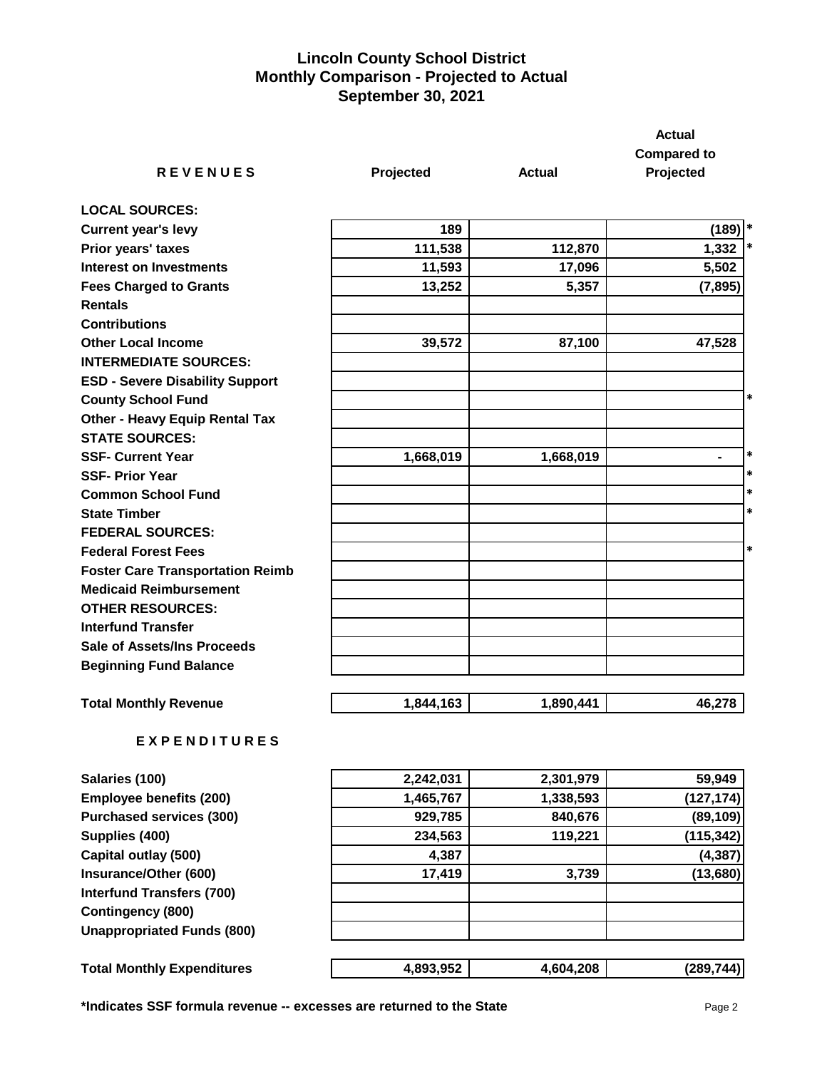# Lincoln County School District
## Monthly Comparison - Projected to Actual
## September 30, 2021

| REVENUES | Projected | Actual | Actual Compared to Projected | |
|---|---|---|---|---|
| **LOCAL SOURCES:** | | | | |
| Current year's levy | 189 | | (189) | * |
| Prior years' taxes | 111,538 | 112,870 | 1,332 | * |
| Interest on Investments | 11,593 | 17,096 | 5,502 | |
| Fees Charged to Grants | 13,252 | 5,357 | (7,895) | |
| Rentals | | | | |
| Contributions | | | | |
| Other Local Income | 39,572 | 87,100 | 47,528 | |
| **INTERMEDIATE SOURCES:** | | | | |
| ESD - Severe Disability Support | | | | |
| County School Fund | | | | * |
| Other - Heavy Equip Rental Tax | | | | |
| **STATE SOURCES:** | | | | |
| SSF- Current Year | 1,668,019 | 1,668,019 | - | * |
| SSF- Prior Year | | | | * |
| Common School Fund | | | | * |
| State Timber | | | | * |
| **FEDERAL SOURCES:** | | | | |
| Federal Forest Fees | | | | * |
| Foster Care Transportation Reimb | | | | |
| Medicaid Reimbursement | | | | |
| **OTHER RESOURCES:** | | | | |
| Interfund Transfer | | | | |
| Sale of Assets/Ins Proceeds | | | | |
| Beginning Fund Balance | | | | |
| **Total Monthly Revenue** | 1,844,163 | 1,890,441 | 46,278 | |

| EXPENDITURES | Projected | Actual | Actual Compared to Projected |
|---|---|---|---|
| Salaries (100) | 2,242,031 | 2,301,979 | 59,949 |
| Employee benefits (200) | 1,465,767 | 1,338,593 | (127,174) |
| Purchased services (300) | 929,785 | 840,676 | (89,109) |
| Supplies (400) | 234,563 | 119,221 | (115,342) |
| Capital outlay (500) | 4,387 | | (4,387) |
| Insurance/Other (600) | 17,419 | 3,739 | (13,680) |
| Interfund Transfers (700) | | | |
| Contingency (800) | | | |
| Unappropriated Funds (800) | | | |
| **Total Monthly Expenditures** | 4,893,952 | 4,604,208 | (289,744) |

***Indicates SSF formula revenue -- excesses are returned to the State**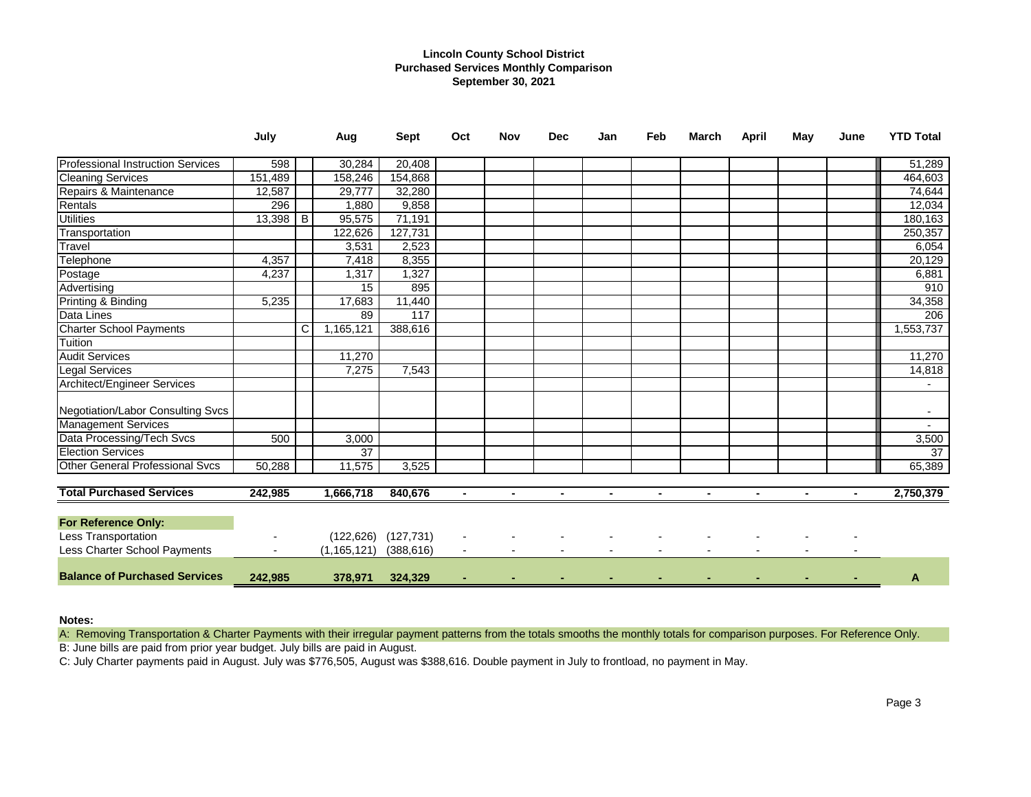# Lincoln County School District
## Purchased Services Monthly Comparison
### September 30, 2021

| | July | | Aug | Sept | Oct | Nov | Dec | Jan | Feb | March | April | May | June | YTD Total |
|---|---|---|---|---|---|---|---|---|---|---|---|---|---|---|
| Professional Instruction Services | 598 | | 30,284 | 20,408 | | | | | | | | | | 51,289 |
| Cleaning Services | 151,489 | | 158,246 | 154,868 | | | | | | | | | | 464,603 |
| Repairs & Maintenance | 12,587 | | 29,777 | 32,280 | | | | | | | | | | 74,644 |
| Rentals | 296 | | 1,880 | 9,858 | | | | | | | | | | 12,034 |
| Utilities | 13,398 | B | 95,575 | 71,191 | | | | | | | | | | 180,163 |
| Transportation | | | 122,626 | 127,731 | | | | | | | | | | 250,357 |
| Travel | | | 3,531 | 2,523 | | | | | | | | | | 6,054 |
| Telephone | 4,357 | | 7,418 | 8,355 | | | | | | | | | | 20,129 |
| Postage | 4,237 | | 1,317 | 1,327 | | | | | | | | | | 6,881 |
| Advertising | | | 15 | 895 | | | | | | | | | | 910 |
| Printing & Binding | 5,235 | | 17,683 | 11,440 | | | | | | | | | | 34,358 |
| Data Lines | | | 89 | 117 | | | | | | | | | | 206 |
| Charter School Payments | | C | 1,165,121 | 388,616 | | | | | | | | | | 1,553,737 |
| Tuition | | | | | | | | | | | | | | |
| Audit Services | | | 11,270 | | | | | | | | | | | 11,270 |
| Legal Services | | | 7,275 | 7,543 | | | | | | | | | | 14,818 |
| Architect/Engineer Services | | | | | | | | | | | | | | - |
| Negotiation/Labor Consulting Svcs | | | | | | | | | | | | | | - |
| Management Services | | | | | | | | | | | | | | - |
| Data Processing/Tech Svcs | 500 | | 3,000 | | | | | | | | | | | 3,500 |
| Election Services | | | 37 | | | | | | | | | | | 37 |
| Other General Professional Svcs | 50,288 | | 11,575 | 3,525 | | | | | | | | | | 65,389 |
| **Total Purchased Services** | **242,985** | | **1,666,718** | **840,676** | **-** | **-** | **-** | **-** | **-** | **-** | **-** | **-** | **-** | **2,750,379** |
| **For Reference Only:** | | | | | | | | | | | | | | |
| Less Transportation | - | | (122,626) | (127,731) | - | - | - | - | - | - | - | - | - | |
| Less Charter School Payments | - | | (1,165,121) | (388,616) | - | - | - | - | - | - | - | - | - | |
| **Balance of Purchased Services** | **242,985** | | **378,971** | **324,329** | **-** | **-** | **-** | **-** | **-** | **-** | **-** | **-** | **-** | **A** |

**Notes:**

A: Removing Transportation & Charter Payments with their irregular payment patterns from the totals smooths the monthly totals for comparison purposes. For Reference Only.

B: June bills are paid from prior year budget. July bills are paid in August.

C: July Charter payments paid in August. July was $776,505, August was $388,616. Double payment in July to frontload, no payment in May.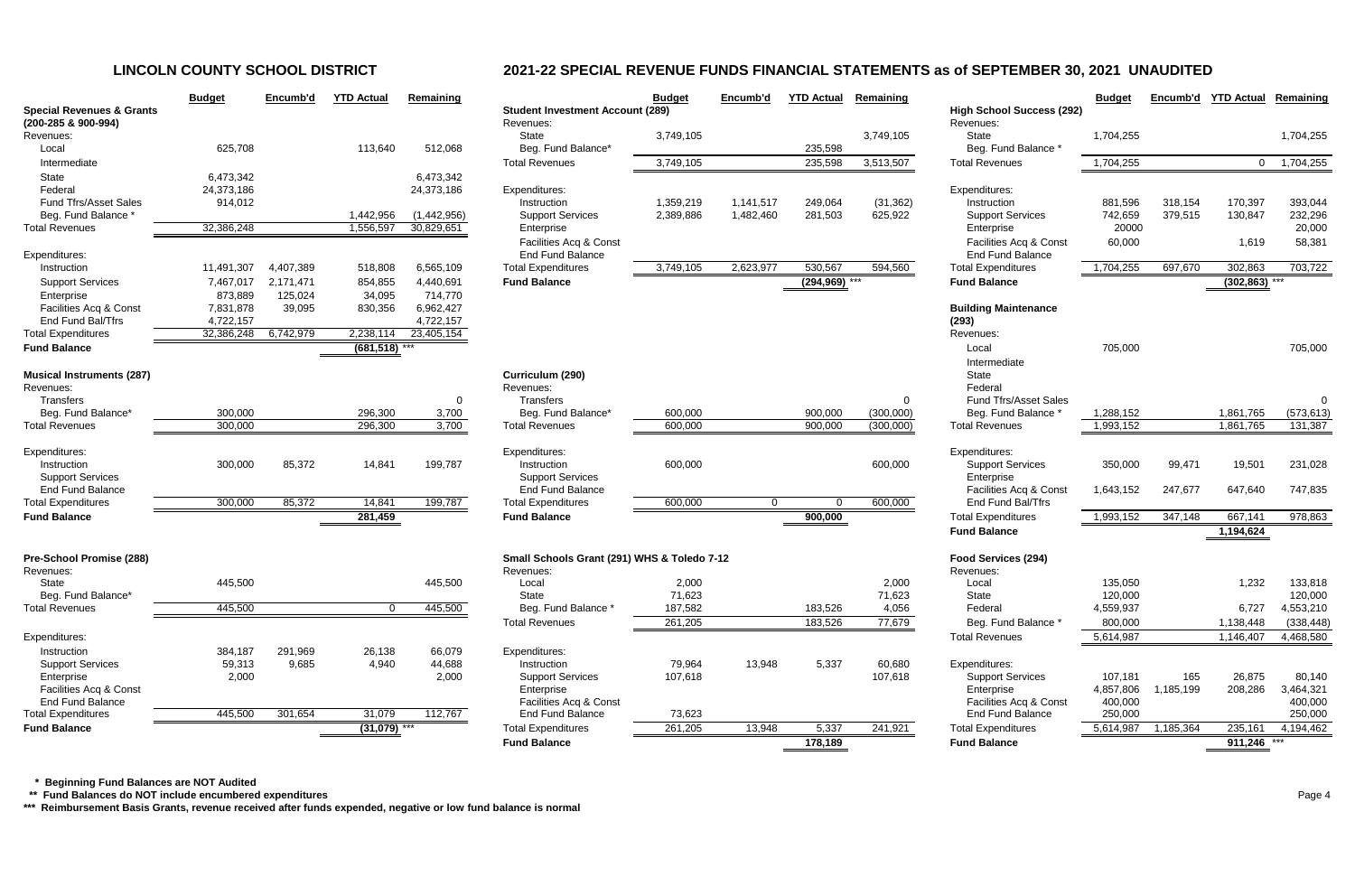# LINCOLN COUNTY SCHOOL DISTRICT

## 2021-22 SPECIAL REVENUE FUNDS FINANCIAL STATEMENTS as of SEPTEMBER 30, 2021 UNAUDITED

| **Special Revenues & Grants (200-285 & 900-994)** | Budget | Encumb'd | YTD Actual | Remaining |
|---|---|---|---|---|
| Revenues: | | | | |
| Local | 625,708 | | 113,640 | 512,068 |
| Intermediate | | | | |
| State | 6,473,342 | | | 6,473,342 |
| Federal | 24,373,186 | | | 24,373,186 |
| Fund Tfrs/Asset Sales | 914,012 | | | |
| Beg. Fund Balance * | | | 1,442,956 | (1,442,956) |
| Total Revenues | 32,386,248 | | 1,556,597 | 30,829,651 |
| Expenditures: | | | | |
| Instruction | 11,491,307 | 4,407,389 | 518,808 | 6,565,109 |
| Support Services | 7,467,017 | 2,171,471 | 854,855 | 4,440,691 |
| Enterprise | 873,889 | 125,024 | 34,095 | 714,770 |
| Facilities Acq & Const | 7,831,878 | 39,095 | 830,356 | 6,962,427 |
| End Fund Bal/Tfrs | 4,722,157 | | | 4,722,157 |
| Total Expenditures | 32,386,248 | 6,742,979 | 2,238,114 | 23,405,154 |
| **Fund Balance** | | | (681,518) *** | |

| **Musical Instruments (287)** | Budget | Encumb'd | YTD Actual | Remaining |
|---|---|---|---|---|
| Revenues: | | | | |
| Transfers | | | | 0 |
| Beg. Fund Balance* | 300,000 | | 296,300 | 3,700 |
| Total Revenues | 300,000 | | 296,300 | 3,700 |
| Expenditures: | | | | |
| Instruction | 300,000 | 85,372 | 14,841 | 199,787 |
| Support Services | | | | |
| End Fund Balance | | | | |
| Total Expenditures | 300,000 | 85,372 | 14,841 | 199,787 |
| **Fund Balance** | | | 281,459 | |

| **Pre-School Promise (288)** | Budget | Encumb'd | YTD Actual | Remaining |
|---|---|---|---|---|
| Revenues: | | | | |
| State | 445,500 | | | 445,500 |
| Beg. Fund Balance* | | | | |
| Total Revenues | 445,500 | | 0 | 445,500 |
| Expenditures: | | | | |
| Instruction | 384,187 | 291,969 | 26,138 | 66,079 |
| Support Services | 59,313 | 9,685 | 4,940 | 44,688 |
| Enterprise | 2,000 | | | 2,000 |
| Facilities Acq & Const | | | | |
| End Fund Balance | | | | |
| Total Expenditures | 445,500 | 301,654 | 31,079 | 112,767 |
| **Fund Balance** | | | (31,079) *** | |

| **Student Investment Account (289)** | Budget | Encumb'd | YTD Actual | Remaining |
|---|---|---|---|---|
| Revenues: | | | | |
| State | 3,749,105 | | | 3,749,105 |
| Beg. Fund Balance* | | | 235,598 | |
| Total Revenues | 3,749,105 | | 235,598 | 3,513,507 |
| Expenditures: | | | | |
| Instruction | 1,359,219 | 1,141,517 | 249,064 | (31,362) |
| Support Services | 2,389,886 | 1,482,460 | 281,503 | 625,922 |
| Enterprise | | | | |
| Facilities Acq & Const | | | | |
| End Fund Balance | | | | |
| Total Expenditures | 3,749,105 | 2,623,977 | 530,567 | 594,560 |
| **Fund Balance** | | | (294,969) *** | |

| **Curriculum (290)** | Budget | Encumb'd | YTD Actual | Remaining |
|---|---|---|---|---|
| Revenues: | | | | |
| Transfers | | | | 0 |
| Beg. Fund Balance* | 600,000 | | 900,000 | (300,000) |
| Total Revenues | 600,000 | | 900,000 | (300,000) |
| Expenditures: | | | | |
| Instruction | 600,000 | | | 600,000 |
| Support Services | | | | |
| End Fund Balance | | | | |
| Total Expenditures | 600,000 | 0 | 0 | 600,000 |
| **Fund Balance** | | | 900,000 | |

| **Small Schools Grant (291) WHS & Toledo 7-12** | Budget | Encumb'd | YTD Actual | Remaining |
|---|---|---|---|---|
| Revenues: | | | | |
| Local | 2,000 | | | 2,000 |
| State | 71,623 | | | 71,623 |
| Beg. Fund Balance * | 187,582 | | 183,526 | 4,056 |
| Total Revenues | 261,205 | | 183,526 | 77,679 |
| Expenditures: | | | | |
| Instruction | 79,964 | 13,948 | 5,337 | 60,680 |
| Support Services | 107,618 | | | 107,618 |
| Enterprise | | | | |
| Facilities Acq & Const | | | | |
| End Fund Balance | 73,623 | | | |
| Total Expenditures | 261,205 | 13,948 | 5,337 | 241,921 |
| **Fund Balance** | | | 178,189 | |

| **High School Success (292)** | Budget | Encumb'd | YTD Actual | Remaining |
|---|---|---|---|---|
| Revenues: | | | | |
| State | 1,704,255 | | | 1,704,255 |
| Beg. Fund Balance * | | | | |
| Total Revenues | 1,704,255 | | 0 | 1,704,255 |
| Expenditures: | | | | |
| Instruction | 881,596 | 318,154 | 170,397 | 393,044 |
| Support Services | 742,659 | 379,515 | 130,847 | 232,296 |
| Enterprise | 20000 | | | 20,000 |
| Facilities Acq & Const | 60,000 | | 1,619 | 58,381 |
| End Fund Balance | | | | |
| Total Expenditures | 1,704,255 | 697,670 | 302,863 | 703,722 |
| **Fund Balance** | | | (302,863) *** | |

| **Building Maintenance (293)** | Budget | Encumb'd | YTD Actual | Remaining |
|---|---|---|---|---|
| Revenues: | | | | |
| Local | 705,000 | | | 705,000 |
| Intermediate | | | | |
| State | | | | |
| Federal | | | | |
| Fund Tfrs/Asset Sales | | | | 0 |
| Beg. Fund Balance * | 1,288,152 | | 1,861,765 | (573,613) |
| Total Revenues | 1,993,152 | | 1,861,765 | 131,387 |
| Expenditures: | | | | |
| Support Services | 350,000 | 99,471 | 19,501 | 231,028 |
| Enterprise | | | | |
| Facilities Acq & Const | 1,643,152 | 247,677 | 647,640 | 747,835 |
| End Fund Bal/Tfrs | | | | |
| Total Expenditures | 1,993,152 | 347,148 | 667,141 | 978,863 |
| **Fund Balance** | | | 1,194,624 | |

| **Food Services (294)** | Budget | Encumb'd | YTD Actual | Remaining |
|---|---|---|---|---|
| Revenues: | | | | |
| Local | 135,050 | | 1,232 | 133,818 |
| State | 120,000 | | | 120,000 |
| Federal | 4,559,937 | | 6,727 | 4,553,210 |
| Beg. Fund Balance * | 800,000 | | 1,138,448 | (338,448) |
| Total Revenues | 5,614,987 | | 1,146,407 | 4,468,580 |
| Expenditures: | | | | |
| Support Services | 107,181 | 165 | 26,875 | 80,140 |
| Enterprise | 4,857,806 | 1,185,199 | 208,286 | 3,464,321 |
| Facilities Acq & Const | 400,000 | | | 400,000 |
| End Fund Balance | 250,000 | | | 250,000 |
| Total Expenditures | 5,614,987 | 1,185,364 | 235,161 | 4,194,462 |
| **Fund Balance** | | | 911,246 *** | |

**\* Beginning Fund Balances are NOT Audited**

**\*\* Fund Balances do NOT include encumbered expenditures**

**\*\*\* Reimbursement Basis Grants, revenue received after funds expended, negative or low fund balance is normal**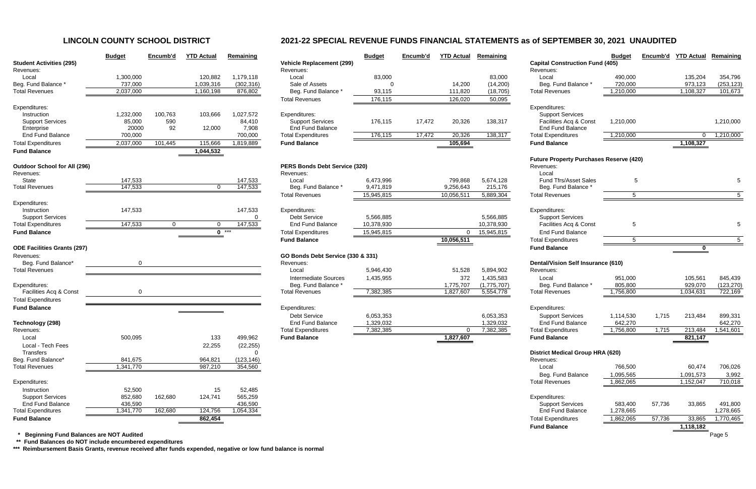# LINCOLN COUNTY SCHOOL DISTRICT

## 2021-22 SPECIAL REVENUE FUNDS FINANCIAL STATEMENTS as of SEPTEMBER 30, 2021 UNAUDITED

| | Budget | Encumb'd | YTD Actual | Remaining |
|---|---|---|---|---|
| **Student Activities (295)** | | | | |
| Revenues: | | | | |
| Local | 1,300,000 | | 120,882 | 1,179,118 |
| Beg. Fund Balance * | 737,000 | | 1,039,316 | (302,316) |
| Total Revenues | 2,037,000 | | 1,160,198 | 876,802 |
| Expenditures: | | | | |
| Instruction | 1,232,000 | 100,763 | 103,666 | 1,027,572 |
| Support Services | 85,000 | 590 | | 84,410 |
| Enterprise | 20000 | 92 | 12,000 | 7,908 |
| End Fund Balance | 700,000 | | | 700,000 |
| Total Expenditures | 2,037,000 | 101,445 | 115,666 | 1,819,889 |
| **Fund Balance** | | | **1,044,532** | |

| | Budget | Encumb'd | YTD Actual | Remaining |
|---|---|---|---|---|
| **Outdoor School for All (296)** | | | | |
| Revenues: | | | | |
| State | 147,533 | | | 147,533 |
| Total Revenues | 147,533 | | 0 | 147,533 |
| Expenditures: | | | | |
| Instruction | 147,533 | | | 147,533 |
| Support Services | | | | 0 |
| Total Expenditures | 147,533 | 0 | 0 | 147,533 |
| **Fund Balance** | | | **0** *** | |

| | Budget | Encumb'd | YTD Actual | Remaining |
|---|---|---|---|---|
| **ODE Facilities Grants (297)** | | | | |
| Revenues: | | | | |
| Beg. Fund Balance* | 0 | | | |
| Total Revenues | | | | |
| Expenditures: | | | | |
| Facilities Acq & Const | 0 | | | |
| Total Expenditures | | | | |
| **Fund Balance** | | | | |

| | Budget | Encumb'd | YTD Actual | Remaining |
|---|---|---|---|---|
| **Technology (298)** | | | | |
| Revenues: | | | | |
| Local | 500,095 | | 133 | 499,962 |
| Local - Tech Fees | | | 22,255 | (22,255) |
| Transfers | | | | 0 |
| Beg. Fund Balance* | 841,675 | | 964,821 | (123,146) |
| Total Revenues | 1,341,770 | | 987,210 | 354,560 |
| Expenditures: | | | | |
| Instruction | 52,500 | | 15 | 52,485 |
| Support Services | 852,680 | 162,680 | 124,741 | 565,259 |
| End Fund Balance | 436,590 | | | 436,590 |
| Total Expenditures | 1,341,770 | 162,680 | 124,756 | 1,054,334 |
| **Fund Balance** | | | **862,454** | |

| | Budget | Encumb'd | YTD Actual | Remaining |
|---|---|---|---|---|
| **Vehicle Replacement (299)** | | | | |
| Revenues: | | | | |
| Local | 83,000 | | | 83,000 |
| Sale of Assets | 0 | | 14,200 | (14,200) |
| Beg. Fund Balance * | 93,115 | | 111,820 | (18,705) |
| Total Revenues | 176,115 | | 126,020 | 50,095 |
| Expenditures: | | | | |
| Support Services | 176,115 | 17,472 | 20,326 | 138,317 |
| End Fund Balance | | | | |
| Total Expenditures | 176,115 | 17,472 | 20,326 | 138,317 |
| **Fund Balance** | | | **105,694** | |

| | Budget | Encumb'd | YTD Actual | Remaining |
|---|---|---|---|---|
| **PERS Bonds Debt Service (320)** | | | | |
| Revenues: | | | | |
| Local | 6,473,996 | | 799,868 | 5,674,128 |
| Beg. Fund Balance * | 9,471,819 | | 9,256,643 | 215,176 |
| Total Revenues | 15,945,815 | | 10,056,511 | 5,889,304 |
| Expenditures: | | | | |
| Debt Service | 5,566,885 | | | 5,566,885 |
| End Fund Balance | 10,378,930 | | | 10,378,930 |
| Total Expenditures | 15,945,815 | | 0 | 15,945,815 |
| **Fund Balance** | | | **10,056,511** | |

| | Budget | Encumb'd | YTD Actual | Remaining |
|---|---|---|---|---|
| **GO Bonds Debt Service (330 & 331)** | | | | |
| Revenues: | | | | |
| Local | 5,946,430 | | 51,528 | 5,894,902 |
| Intermediate Sources | 1,435,955 | | 372 | 1,435,583 |
| Beg. Fund Balance * | | | 1,775,707 | (1,775,707) |
| Total Revenues | 7,382,385 | | 1,827,607 | 5,554,778 |
| Expenditures: | | | | |
| Debt Service | 6,053,353 | | | 6,053,353 |
| End Fund Balance | 1,329,032 | | | 1,329,032 |
| Total Expenditures | 7,382,385 | | 0 | 7,382,385 |
| **Fund Balance** | | | **1,827,607** | |

| | Budget | Encumb'd | YTD Actual | Remaining |
|---|---|---|---|---|
| **Capital Construction Fund (405)** | | | | |
| Revenues: | | | | |
| Local | 490,000 | | 135,204 | 354,796 |
| Beg. Fund Balance * | 720,000 | | 973,123 | (253,123) |
| Total Revenues | 1,210,000 | | 1,108,327 | 101,673 |
| Expenditures: | | | | |
| Support Services | | | | |
| Facilities Acq & Const | 1,210,000 | | | 1,210,000 |
| End Fund Balance | | | | |
| Total Expenditures | 1,210,000 | | 0 | 1,210,000 |
| **Fund Balance** | | | **1,108,327** | |

| | Budget | Encumb'd | YTD Actual | Remaining |
|---|---|---|---|---|
| **Future Property Purchases Reserve (420)** | | | | |
| Revenues: | | | | |
| Local | | | | |
| Fund Tfrs/Asset Sales | 5 | | | 5 |
| Beg. Fund Balance * | | | | |
| Total Revenues | 5 | | | 5 |
| Expenditures: | | | | |
| Support Services | | | | |
| Facilities Acq & Const | 5 | | | 5 |
| End Fund Balance | | | | |
| Total Expenditures | 5 | | | 5 |
| **Fund Balance** | | | **0** | |

| | Budget | Encumb'd | YTD Actual | Remaining |
|---|---|---|---|---|
| **Dental/Vision Self Insurance (610)** | | | | |
| Revenues: | | | | |
| Local | 951,000 | | 105,561 | 845,439 |
| Beg. Fund Balance * | 805,800 | | 929,070 | (123,270) |
| Total Revenues | 1,756,800 | | 1,034,631 | 722,169 |
| Expenditures: | | | | |
| Support Services | 1,114,530 | 1,715 | 213,484 | 899,331 |
| End Fund Balance | 642,270 | | | 642,270 |
| Total Expenditures | 1,756,800 | 1,715 | 213,484 | 1,541,601 |
| **Fund Balance** | | | **821,147** | |

| | Budget | Encumb'd | YTD Actual | Remaining |
|---|---|---|---|---|
| **District Medical Group HRA (620)** | | | | |
| Revenues: | | | | |
| Local | 766,500 | | 60,474 | 706,026 |
| Beg. Fund Balance | 1,095,565 | | 1,091,573 | 3,992 |
| Total Revenues | 1,862,065 | | 1,152,047 | 710,018 |
| Expenditures: | | | | |
| Support Services | 583,400 | 57,736 | 33,865 | 491,800 |
| End Fund Balance | 1,278,665 | | | 1,278,665 |
| Total Expenditures | 1,862,065 | 57,736 | 33,865 | 1,770,465 |
| **Fund Balance** | | | **1,118,182** | |

**\* Beginning Fund Balances are NOT Audited**

**\*\* Fund Balances do NOT include encumbered expenditures**

**\*\*\* Reimbursement Basis Grants, revenue received after funds expended, negative or low fund balance is normal**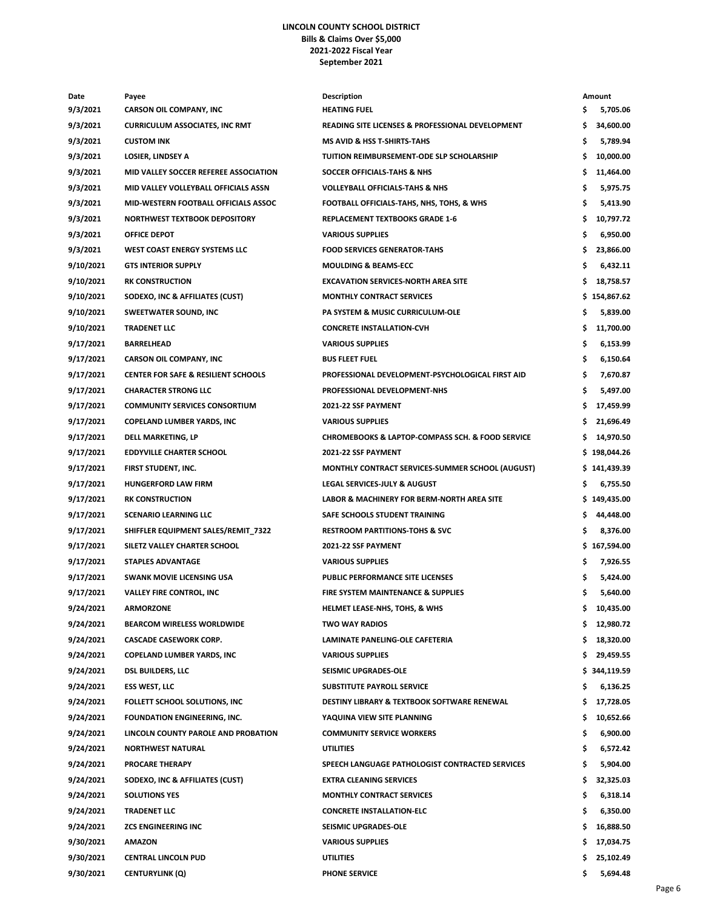**LINCOLN COUNTY SCHOOL DISTRICT**
**Bills & Claims Over $5,000**
**2021-2022 Fiscal Year**
**September 2021**

| Date | Payee | Description | Amount |
|---|---|---|---|
| 9/3/2021 | CARSON OIL COMPANY, INC | HEATING FUEL | $ 5,705.06 |
| 9/3/2021 | CURRICULUM ASSOCIATES, INC RMT | READING SITE LICENSES & PROFESSIONAL DEVELOPMENT | $ 34,600.00 |
| 9/3/2021 | CUSTOM INK | MS AVID & HSS T-SHIRTS-TAHS | $ 5,789.94 |
| 9/3/2021 | LOSIER, LINDSEY A | TUITION REIMBURSEMENT-ODE SLP SCHOLARSHIP | $ 10,000.00 |
| 9/3/2021 | MID VALLEY SOCCER REFEREE ASSOCIATION | SOCCER OFFICIALS-TAHS & NHS | $ 11,464.00 |
| 9/3/2021 | MID VALLEY VOLLEYBALL OFFICIALS ASSN | VOLLEYBALL OFFICIALS-TAHS & NHS | $ 5,975.75 |
| 9/3/2021 | MID-WESTERN FOOTBALL OFFICIALS ASSOC | FOOTBALL OFFICIALS-TAHS, NHS, TOHS, & WHS | $ 5,413.90 |
| 9/3/2021 | NORTHWEST TEXTBOOK DEPOSITORY | REPLACEMENT TEXTBOOKS GRADE 1-6 | $ 10,797.72 |
| 9/3/2021 | OFFICE DEPOT | VARIOUS SUPPLIES | $ 6,950.00 |
| 9/3/2021 | WEST COAST ENERGY SYSTEMS LLC | FOOD SERVICES GENERATOR-TAHS | $ 23,866.00 |
| 9/10/2021 | GTS INTERIOR SUPPLY | MOULDING & BEAMS-ECC | $ 6,432.11 |
| 9/10/2021 | RK CONSTRUCTION | EXCAVATION SERVICES-NORTH AREA SITE | $ 18,758.57 |
| 9/10/2021 | SODEXO, INC & AFFILIATES (CUST) | MONTHLY CONTRACT SERVICES | $ 154,867.62 |
| 9/10/2021 | SWEETWATER SOUND, INC | PA SYSTEM & MUSIC CURRICULUM-OLE | $ 5,839.00 |
| 9/10/2021 | TRADENET LLC | CONCRETE INSTALLATION-CVH | $ 11,700.00 |
| 9/17/2021 | BARRELHEAD | VARIOUS SUPPLIES | $ 6,153.99 |
| 9/17/2021 | CARSON OIL COMPANY, INC | BUS FLEET FUEL | $ 6,150.64 |
| 9/17/2021 | CENTER FOR SAFE & RESILIENT SCHOOLS | PROFESSIONAL DEVELOPMENT-PSYCHOLOGICAL FIRST AID | $ 7,670.87 |
| 9/17/2021 | CHARACTER STRONG LLC | PROFESSIONAL DEVELOPMENT-NHS | $ 5,497.00 |
| 9/17/2021 | COMMUNITY SERVICES CONSORTIUM | 2021-22 SSF PAYMENT | $ 17,459.99 |
| 9/17/2021 | COPELAND LUMBER YARDS, INC | VARIOUS SUPPLIES | $ 21,696.49 |
| 9/17/2021 | DELL MARKETING, LP | CHROMEBOOKS & LAPTOP-COMPASS SCH. & FOOD SERVICE | $ 14,970.50 |
| 9/17/2021 | EDDYVILLE CHARTER SCHOOL | 2021-22 SSF PAYMENT | $ 198,044.26 |
| 9/17/2021 | FIRST STUDENT, INC. | MONTHLY CONTRACT SERVICES-SUMMER SCHOOL (AUGUST) | $ 141,439.39 |
| 9/17/2021 | HUNGERFORD LAW FIRM | LEGAL SERVICES-JULY & AUGUST | $ 6,755.50 |
| 9/17/2021 | RK CONSTRUCTION | LABOR & MACHINERY FOR BERM-NORTH AREA SITE | $ 149,435.00 |
| 9/17/2021 | SCENARIO LEARNING LLC | SAFE SCHOOLS STUDENT TRAINING | $ 44,448.00 |
| 9/17/2021 | SHIFFLER EQUIPMENT SALES/REMIT_7322 | RESTROOM PARTITIONS-TOHS & SVC | $ 8,376.00 |
| 9/17/2021 | SILETZ VALLEY CHARTER SCHOOL | 2021-22 SSF PAYMENT | $ 167,594.00 |
| 9/17/2021 | STAPLES ADVANTAGE | VARIOUS SUPPLIES | $ 7,926.55 |
| 9/17/2021 | SWANK MOVIE LICENSING USA | PUBLIC PERFORMANCE SITE LICENSES | $ 5,424.00 |
| 9/17/2021 | VALLEY FIRE CONTROL, INC | FIRE SYSTEM MAINTENANCE & SUPPLIES | $ 5,640.00 |
| 9/24/2021 | ARMORZONE | HELMET LEASE-NHS, TOHS, & WHS | $ 10,435.00 |
| 9/24/2021 | BEARCOM WIRELESS WORLDWIDE | TWO WAY RADIOS | $ 12,980.72 |
| 9/24/2021 | CASCADE CASEWORK CORP. | LAMINATE PANELING-OLE CAFETERIA | $ 18,320.00 |
| 9/24/2021 | COPELAND LUMBER YARDS, INC | VARIOUS SUPPLIES | $ 29,459.55 |
| 9/24/2021 | DSL BUILDERS, LLC | SEISMIC UPGRADES-OLE | $ 344,119.59 |
| 9/24/2021 | ESS WEST, LLC | SUBSTITUTE PAYROLL SERVICE | $ 6,136.25 |
| 9/24/2021 | FOLLETT SCHOOL SOLUTIONS, INC | DESTINY LIBRARY & TEXTBOOK SOFTWARE RENEWAL | $ 17,728.05 |
| 9/24/2021 | FOUNDATION ENGINEERING, INC. | YAQUINA VIEW SITE PLANNING | $ 10,652.66 |
| 9/24/2021 | LINCOLN COUNTY PAROLE AND PROBATION | COMMUNITY SERVICE WORKERS | $ 6,900.00 |
| 9/24/2021 | NORTHWEST NATURAL | UTILITIES | $ 6,572.42 |
| 9/24/2021 | PROCARE THERAPY | SPEECH LANGUAGE PATHOLOGIST CONTRACTED SERVICES | $ 5,904.00 |
| 9/24/2021 | SODEXO, INC & AFFILIATES (CUST) | EXTRA CLEANING SERVICES | $ 32,325.03 |
| 9/24/2021 | SOLUTIONS YES | MONTHLY CONTRACT SERVICES | $ 6,318.14 |
| 9/24/2021 | TRADENET LLC | CONCRETE INSTALLATION-ELC | $ 6,350.00 |
| 9/24/2021 | ZCS ENGINEERING INC | SEISMIC UPGRADES-OLE | $ 16,888.50 |
| 9/30/2021 | AMAZON | VARIOUS SUPPLIES | $ 17,034.75 |
| 9/30/2021 | CENTRAL LINCOLN PUD | UTILITIES | $ 25,102.49 |
| 9/30/2021 | CENTURYLINK (Q) | PHONE SERVICE | $ 5,694.48 |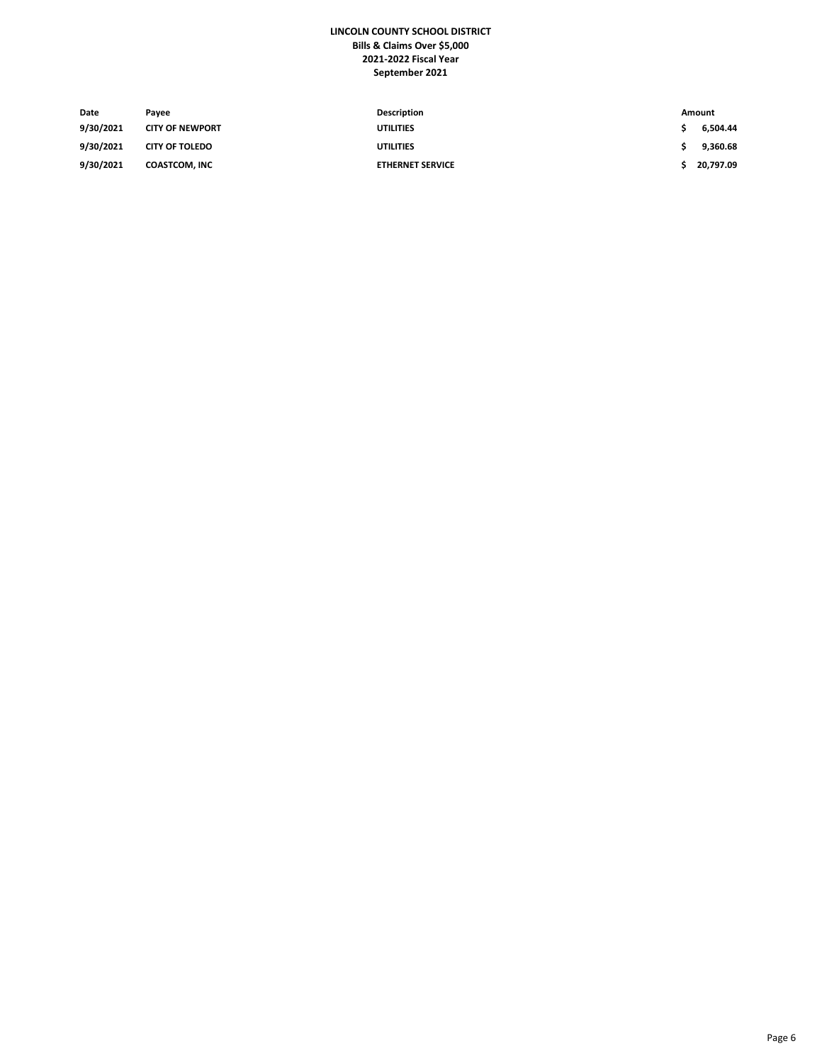**LINCOLN COUNTY SCHOOL DISTRICT**
**Bills & Claims Over $5,000**
**2021-2022 Fiscal Year**
**September 2021**

| Date | Payee | Description | Amount |
|---|---|---|---|
| 9/30/2021 | CITY OF NEWPORT | UTILITIES | $ 6,504.44 |
| 9/30/2021 | CITY OF TOLEDO | UTILITIES | $ 9,360.68 |
| 9/30/2021 | COASTCOM, INC | ETHERNET SERVICE | $ 20,797.09 |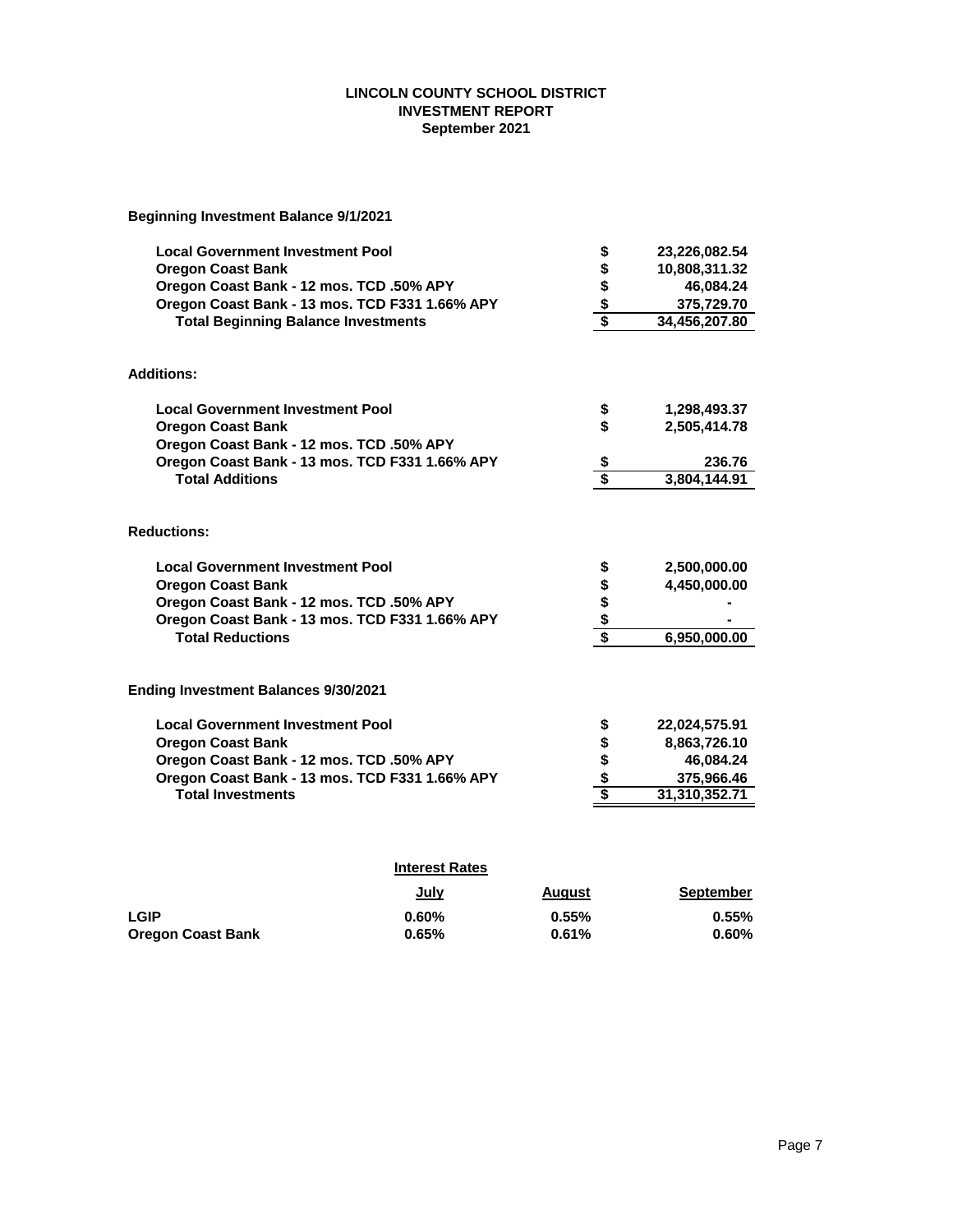**LINCOLN COUNTY SCHOOL DISTRICT**
**INVESTMENT REPORT**
**September 2021**

**Beginning Investment Balance 9/1/2021**

| | | |
|---|---|---|
| Local Government Investment Pool | $ | 23,226,082.54 |
| Oregon Coast Bank | $ | 10,808,311.32 |
| Oregon Coast Bank - 12 mos. TCD .50% APY | $ | 46,084.24 |
| Oregon Coast Bank - 13 mos. TCD F331 1.66% APY | $ | 375,729.70 |
| Total Beginning Balance Investments | $ | 34,456,207.80 |

**Additions:**

| | | |
|---|---|---|
| Local Government Investment Pool | $ | 1,298,493.37 |
| Oregon Coast Bank | $ | 2,505,414.78 |
| Oregon Coast Bank - 12 mos. TCD .50% APY | | |
| Oregon Coast Bank - 13 mos. TCD F331 1.66% APY | $ | 236.76 |
| Total Additions | $ | 3,804,144.91 |

**Reductions:**

| | | |
|---|---|---|
| Local Government Investment Pool | $ | 2,500,000.00 |
| Oregon Coast Bank | $ | 4,450,000.00 |
| Oregon Coast Bank - 12 mos. TCD .50% APY | $ | - |
| Oregon Coast Bank - 13 mos. TCD F331 1.66% APY | $ | - |
| Total Reductions | $ | 6,950,000.00 |

**Ending Investment Balances 9/30/2021**

| | | |
|---|---|---|
| Local Government Investment Pool | $ | 22,024,575.91 |
| Oregon Coast Bank | $ | 8,863,726.10 |
| Oregon Coast Bank - 12 mos. TCD .50% APY | $ | 46,084.24 |
| Oregon Coast Bank - 13 mos. TCD F331 1.66% APY | $ | 375,966.46 |
| Total Investments | $ | 31,310,352.71 |

**Interest Rates**

| | July | August | September |
|---|---|---|---|
| LGIP | 0.60% | 0.55% | 0.55% |
| Oregon Coast Bank | 0.65% | 0.61% | 0.60% |